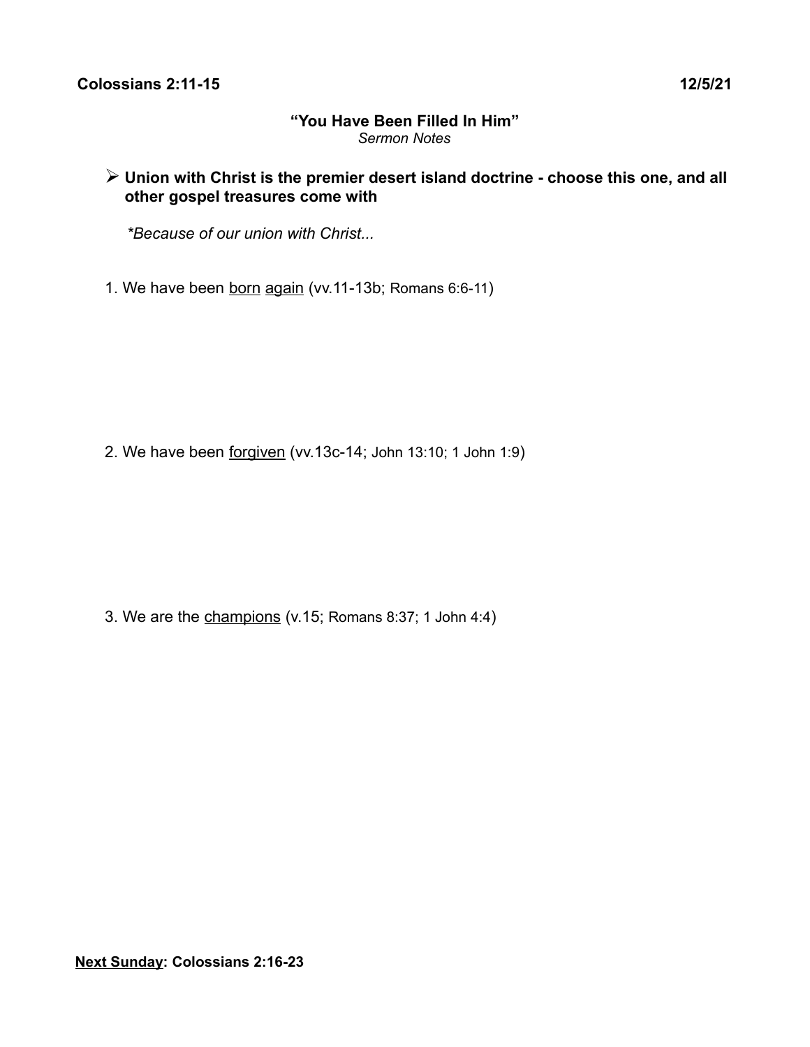**Colossians 2:11-15** **12/5/21**

## "You Have Been Filled In Him"

*Sermon Notes*

- **Union with Christ is the premier desert island doctrine - choose this one, and all other gospel treasures come with**

  *\*Because of our union with Christ...*

1. We have been <u>born</u> <u>again</u> (vv.11-13b; Romans 6:6-11)

2. We have been <u>forgiven</u> (vv.13c-14; John 13:10; 1 John 1:9)

3. We are the <u>champions</u> (v.15; Romans 8:37; 1 John 4:4)

**<u>Next Sunday</u>: Colossians 2:16-23**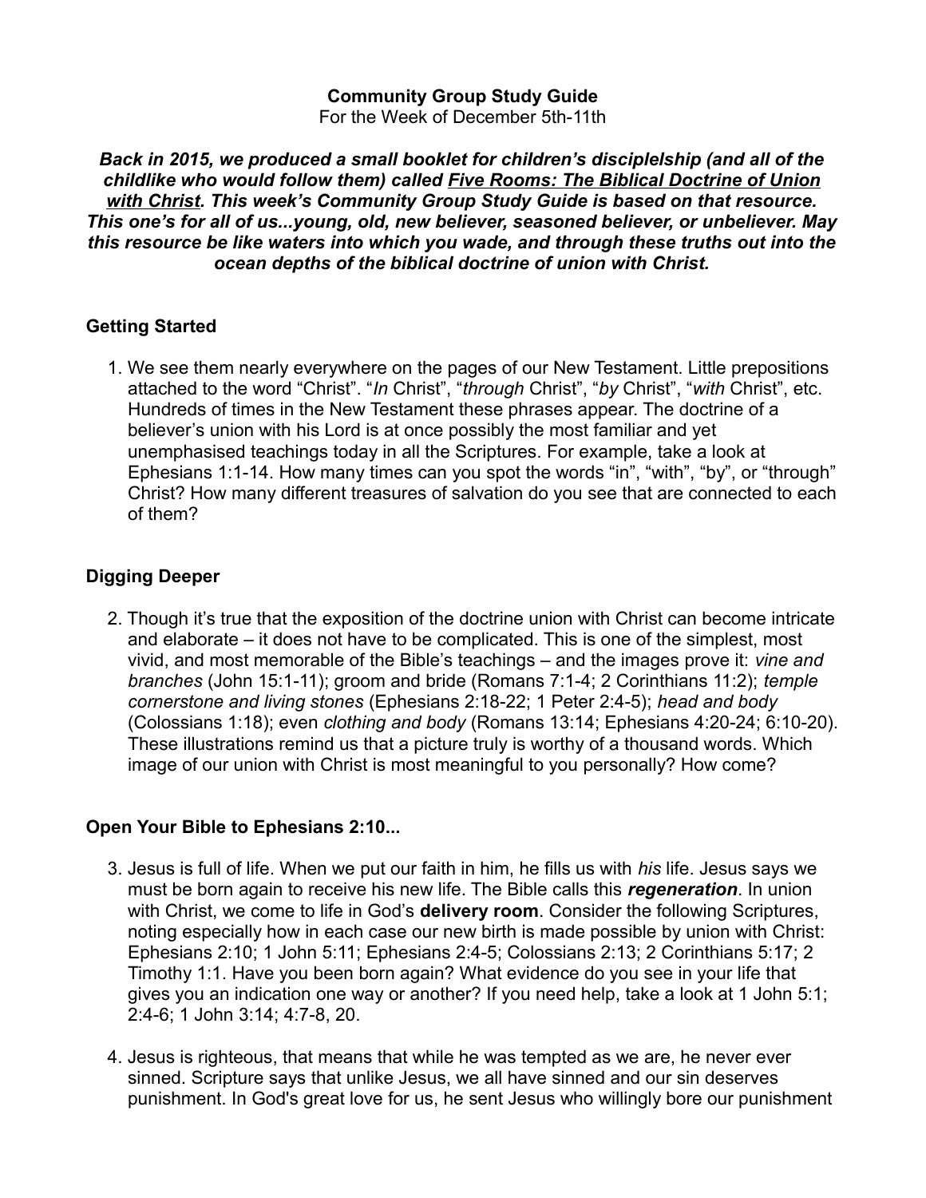**Community Group Study Guide**
For the Week of December 5th-11th

***Back in 2015, we produced a small booklet for children's disciplelship (and all of the childlike who would follow them) called <u>Five Rooms: The Biblical Doctrine of Union with Christ</u>. This week's Community Group Study Guide is based on that resource. This one's for all of us...young, old, new believer, seasoned believer, or unbeliever. May this resource be like waters into which you wade, and through these truths out into the ocean depths of the biblical doctrine of union with Christ.***

**Getting Started**

1. We see them nearly everywhere on the pages of our New Testament. Little prepositions attached to the word "Christ". "*In* Christ", "*through* Christ", "*by* Christ", "*with* Christ", etc. Hundreds of times in the New Testament these phrases appear. The doctrine of a believer's union with his Lord is at once possibly the most familiar and yet unemphasised teachings today in all the Scriptures. For example, take a look at Ephesians 1:1-14. How many times can you spot the words "in", "with", "by", or "through" Christ? How many different treasures of salvation do you see that are connected to each of them?

**Digging Deeper**

2. Though it's true that the exposition of the doctrine union with Christ can become intricate and elaborate – it does not have to be complicated. This is one of the simplest, most vivid, and most memorable of the Bible's teachings – and the images prove it: *vine and branches* (John 15:1-11); groom and bride (Romans 7:1-4; 2 Corinthians 11:2); *temple cornerstone and living stones* (Ephesians 2:18-22; 1 Peter 2:4-5); *head and body* (Colossians 1:18); even *clothing and body* (Romans 13:14; Ephesians 4:20-24; 6:10-20). These illustrations remind us that a picture truly is worthy of a thousand words. Which image of our union with Christ is most meaningful to you personally? How come?

**Open Your Bible to Ephesians 2:10...**

3. Jesus is full of life. When we put our faith in him, he fills us with *his* life. Jesus says we must be born again to receive his new life. The Bible calls this ***regeneration***. In union with Christ, we come to life in God's **delivery room**. Consider the following Scriptures, noting especially how in each case our new birth is made possible by union with Christ: Ephesians 2:10; 1 John 5:11; Ephesians 2:4-5; Colossians 2:13; 2 Corinthians 5:17; 2 Timothy 1:1. Have you been born again? What evidence do you see in your life that gives you an indication one way or another? If you need help, take a look at 1 John 5:1; 2:4-6; 1 John 3:14; 4:7-8, 20.

4. Jesus is righteous, that means that while he was tempted as we are, he never ever sinned. Scripture says that unlike Jesus, we all have sinned and our sin deserves punishment. In God's great love for us, he sent Jesus who willingly bore our punishment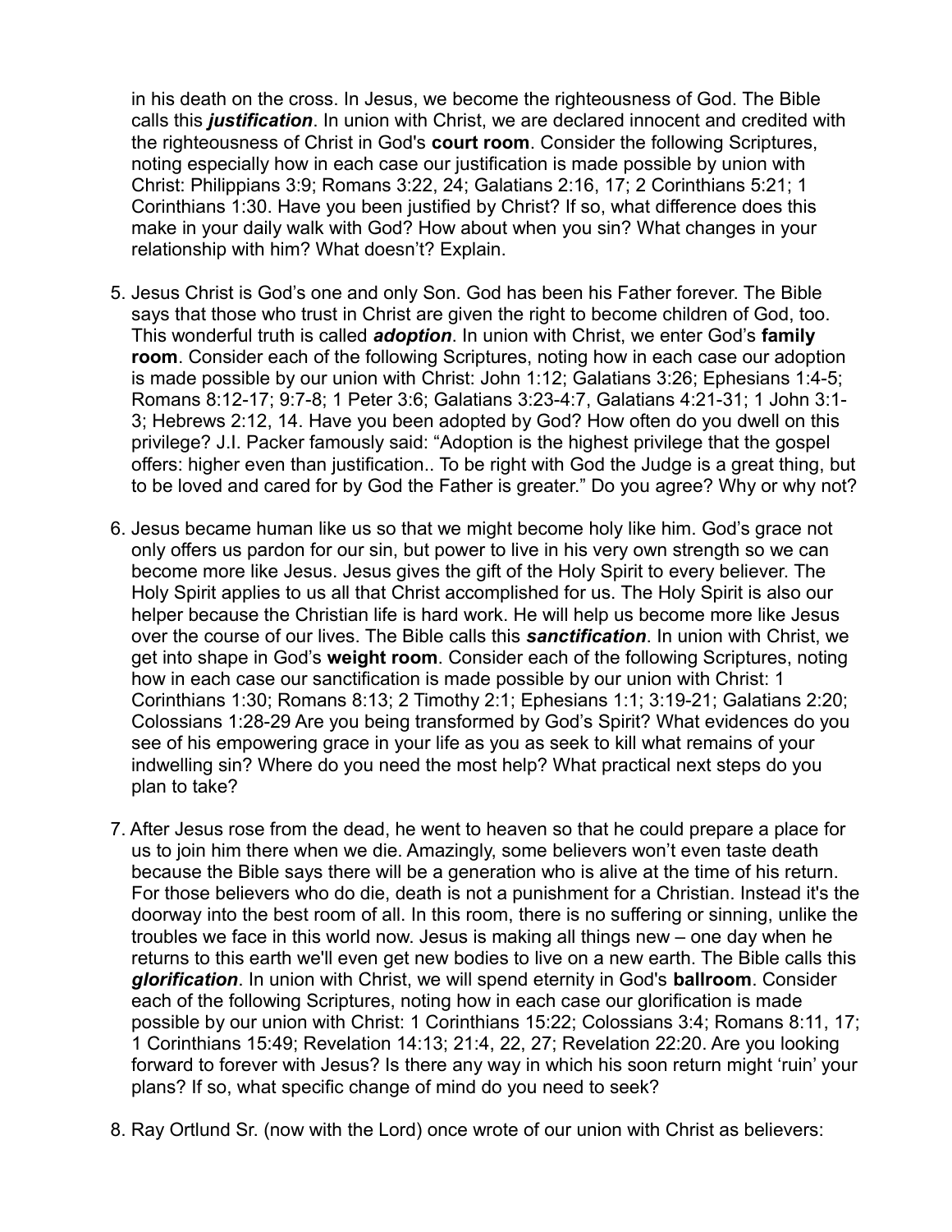in his death on the cross. In Jesus, we become the righteousness of God. The Bible calls this ***justification***. In union with Christ, we are declared innocent and credited with the righteousness of Christ in God's **court room**. Consider the following Scriptures, noting especially how in each case our justification is made possible by union with Christ: Philippians 3:9; Romans 3:22, 24; Galatians 2:16, 17; 2 Corinthians 5:21; 1 Corinthians 1:30. Have you been justified by Christ? If so, what difference does this make in your daily walk with God? How about when you sin? What changes in your relationship with him? What doesn't? Explain.

5. Jesus Christ is God's one and only Son. God has been his Father forever. The Bible says that those who trust in Christ are given the right to become children of God, too. This wonderful truth is called ***adoption***. In union with Christ, we enter God's **family room**. Consider each of the following Scriptures, noting how in each case our adoption is made possible by our union with Christ: John 1:12; Galatians 3:26; Ephesians 1:4-5; Romans 8:12-17; 9:7-8; 1 Peter 3:6; Galatians 3:23-4:7, Galatians 4:21-31; 1 John 3:1-3; Hebrews 2:12, 14. Have you been adopted by God? How often do you dwell on this privilege? J.I. Packer famously said: "Adoption is the highest privilege that the gospel offers: higher even than justification.. To be right with God the Judge is a great thing, but to be loved and cared for by God the Father is greater." Do you agree? Why or why not?

6. Jesus became human like us so that we might become holy like him. God's grace not only offers us pardon for our sin, but power to live in his very own strength so we can become more like Jesus. Jesus gives the gift of the Holy Spirit to every believer. The Holy Spirit applies to us all that Christ accomplished for us. The Holy Spirit is also our helper because the Christian life is hard work. He will help us become more like Jesus over the course of our lives. The Bible calls this ***sanctification***. In union with Christ, we get into shape in God's **weight room**. Consider each of the following Scriptures, noting how in each case our sanctification is made possible by our union with Christ: 1 Corinthians 1:30; Romans 8:13; 2 Timothy 2:1; Ephesians 1:1; 3:19-21; Galatians 2:20; Colossians 1:28-29 Are you being transformed by God's Spirit? What evidences do you see of his empowering grace in your life as you as seek to kill what remains of your indwelling sin? Where do you need the most help? What practical next steps do you plan to take?

7. After Jesus rose from the dead, he went to heaven so that he could prepare a place for us to join him there when we die. Amazingly, some believers won't even taste death because the Bible says there will be a generation who is alive at the time of his return. For those believers who do die, death is not a punishment for a Christian. Instead it's the doorway into the best room of all. In this room, there is no suffering or sinning, unlike the troubles we face in this world now. Jesus is making all things new – one day when he returns to this earth we'll even get new bodies to live on a new earth. The Bible calls this ***glorification***. In union with Christ, we will spend eternity in God's **ballroom**. Consider each of the following Scriptures, noting how in each case our glorification is made possible by our union with Christ: 1 Corinthians 15:22; Colossians 3:4; Romans 8:11, 17; 1 Corinthians 15:49; Revelation 14:13; 21:4, 22, 27; Revelation 22:20. Are you looking forward to forever with Jesus? Is there any way in which his soon return might 'ruin' your plans? If so, what specific change of mind do you need to seek?

8. Ray Ortlund Sr. (now with the Lord) once wrote of our union with Christ as believers: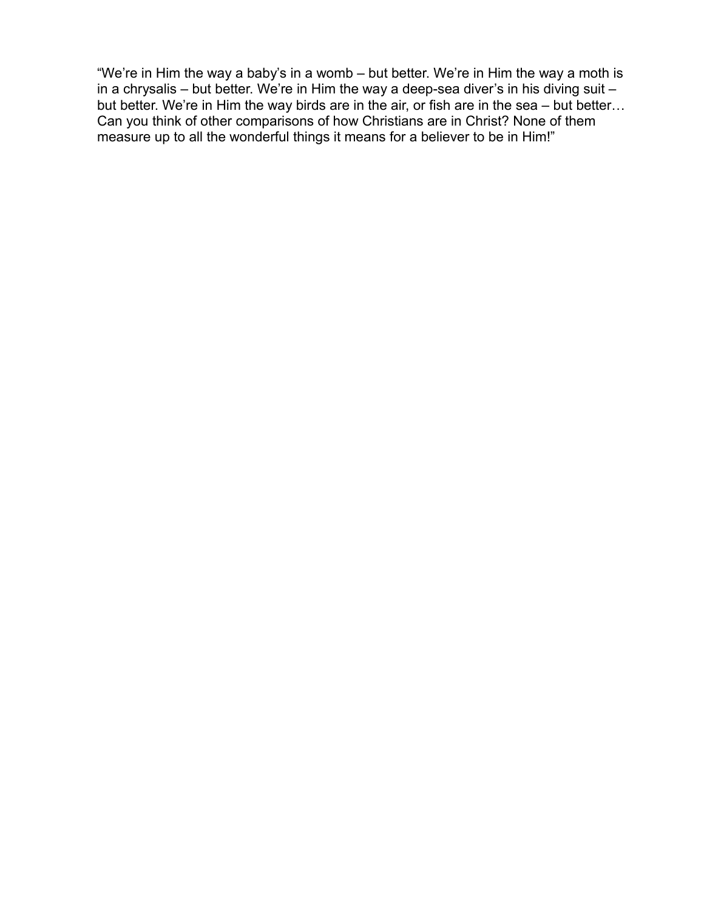“We’re in Him the way a baby’s in a womb – but better. We’re in Him the way a moth is in a chrysalis – but better. We’re in Him the way a deep-sea diver’s in his diving suit – but better. We’re in Him the way birds are in the air, or fish are in the sea – but better… Can you think of other comparisons of how Christians are in Christ? None of them measure up to all the wonderful things it means for a believer to be in Him!”